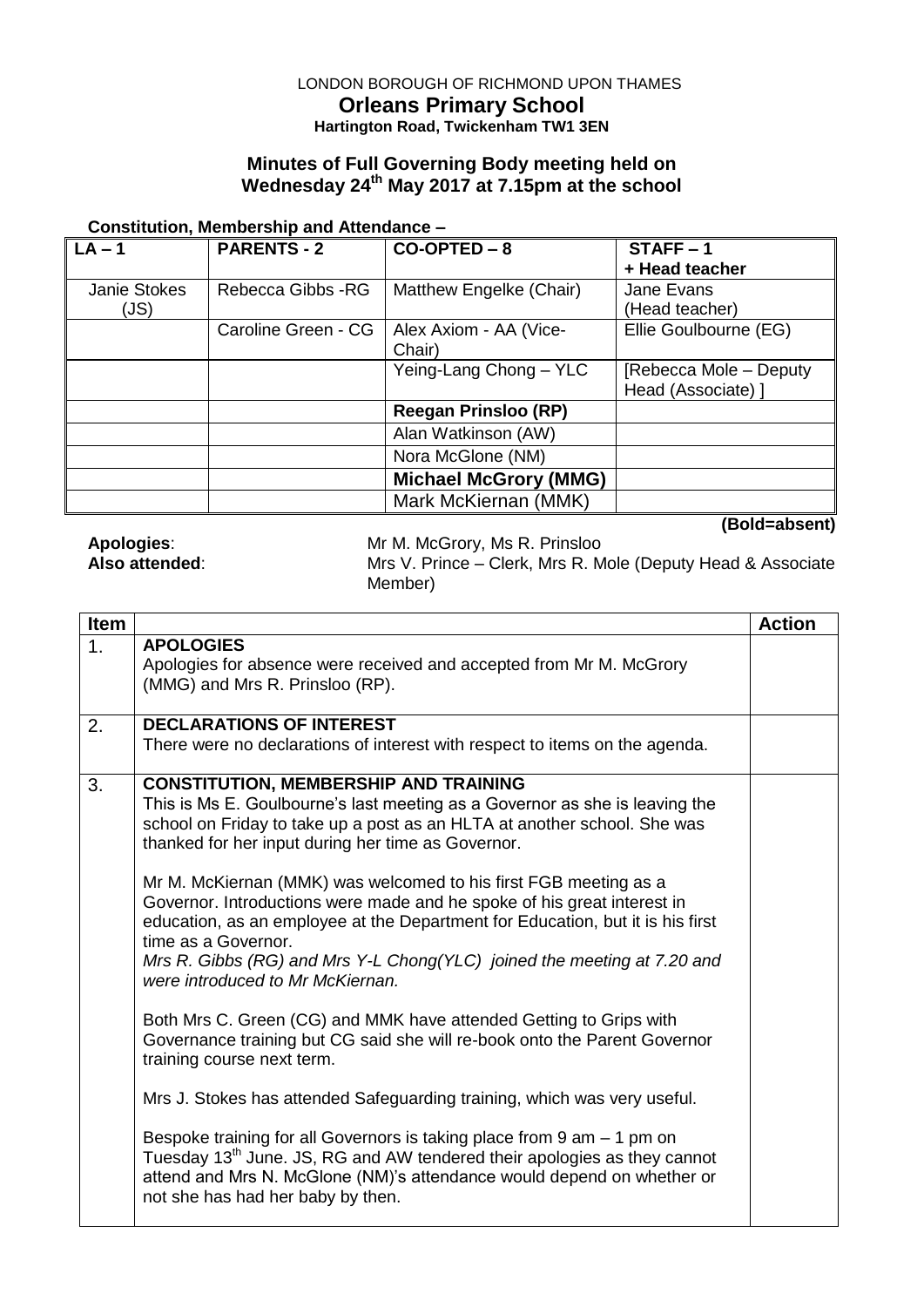LONDON BOROUGH OF RICHMOND UPON THAMES

# Orleans Primary School

**Hartington Road, Twickenham TW1 3EN**

## Minutes of Full Governing Body meeting held on Wednesday 24th May 2017 at 7.15pm at the school

**Constitution, Membership and Attendance –**

| LA – 1 | PARENTS - 2 | CO-OPTED – 8 | STAFF – 1 + Head teacher |
|---|---|---|---|
| Janie Stokes (JS) | Rebecca Gibbs -RG | Matthew Engelke (Chair) | Jane Evans (Head teacher) |
| | Caroline Green - CG | Alex Axiom - AA (Vice-Chair) | Ellie Goulbourne (EG) |
| | | Yeing-Lang Chong – YLC | [Rebecca Mole – Deputy Head (Associate) ] |
| | | **Reegan Prinsloo (RP)** | |
| | | Alan Watkinson (AW) | |
| | | Nora McGlone (NM) | |
| | | **Michael McGrory (MMG)** | |
| | | Mark McKiernan (MMK) | |

**(Bold=absent)**

**Apologies**: Mr M. McGrory, Ms R. Prinsloo

**Also attended**: Mrs V. Prince – Clerk, Mrs R. Mole (Deputy Head & Associate Member)

| Item | | Action |
|---|---|---|
| 1. | **APOLOGIES**<br>Apologies for absence were received and accepted from Mr M. McGrory (MMG) and Mrs R. Prinsloo (RP). | |
| 2. | **DECLARATIONS OF INTEREST**<br>There were no declarations of interest with respect to items on the agenda. | |
| 3. | **CONSTITUTION, MEMBERSHIP AND TRAINING**<br>This is Ms E. Goulbourne's last meeting as a Governor as she is leaving the school on Friday to take up a post as an HLTA at another school. She was thanked for her input during her time as Governor.<br><br>Mr M. McKiernan (MMK) was welcomed to his first FGB meeting as a Governor. Introductions were made and he spoke of his great interest in education, as an employee at the Department for Education, but it is his first time as a Governor.<br>*Mrs R. Gibbs (RG) and Mrs Y-L Chong(YLC) joined the meeting at 7.20 and were introduced to Mr McKiernan.*<br><br>Both Mrs C. Green (CG) and MMK have attended Getting to Grips with Governance training but CG said she will re-book onto the Parent Governor training course next term.<br><br>Mrs J. Stokes has attended Safeguarding training, which was very useful.<br><br>Bespoke training for all Governors is taking place from 9 am – 1 pm on Tuesday 13th June. JS, RG and AW tendered their apologies as they cannot attend and Mrs N. McGlone (NM)'s attendance would depend on whether or not she has had her baby by then. | |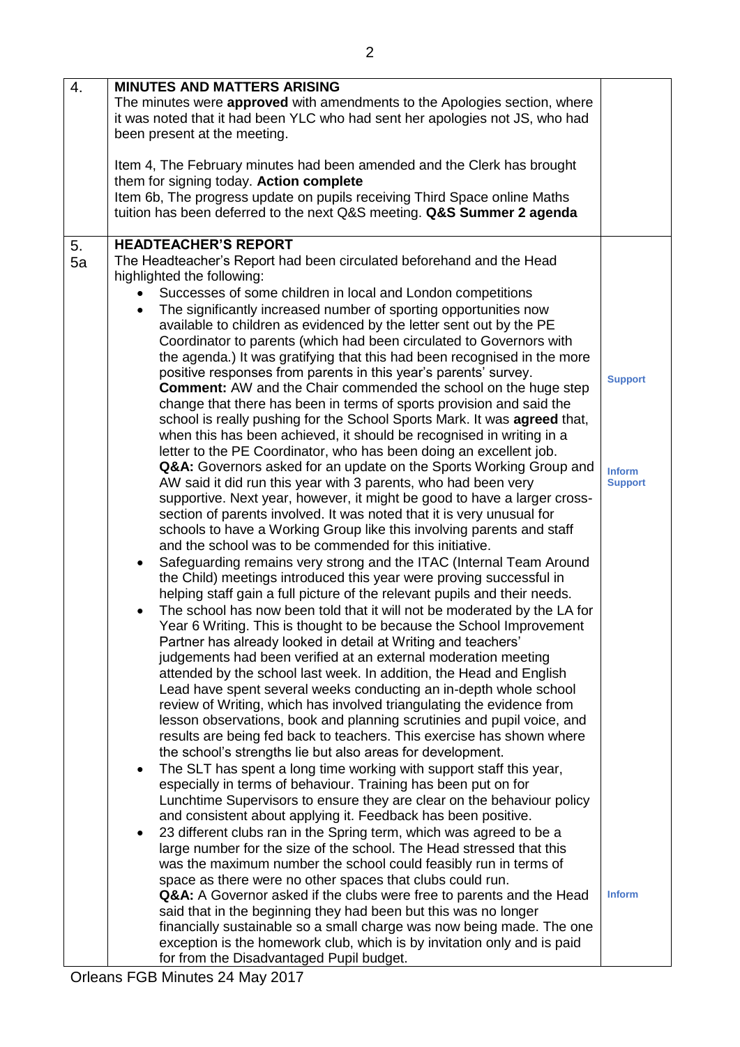| | | |
|---|---|---|
| 4. | **MINUTES AND MATTERS ARISING**<br>The minutes were **approved** with amendments to the Apologies section, where it was noted that it had been YLC who had sent her apologies not JS, who had been present at the meeting.<br><br>Item 4, The February minutes had been amended and the Clerk has brought them for signing today. **Action complete**<br>Item 6b, The progress update on pupils receiving Third Space online Maths tuition has been deferred to the next Q&S meeting. **Q&S Summer 2 agenda** | |
| 5.<br>5a | **HEADTEACHER'S REPORT**<br>The Headteacher's Report had been circulated beforehand and the Head highlighted the following:<br>• Successes of some children in local and London competitions<br>• The significantly increased number of sporting opportunities now available to children as evidenced by the letter sent out by the PE Coordinator to parents (which had been circulated to Governors with the agenda.) It was gratifying that this had been recognised in the more positive responses from parents in this year's parents' survey.<br>**Comment:** AW and the Chair commended the school on the huge step change that there has been in terms of sports provision and said the school is really pushing for the School Sports Mark. It was **agreed** that, when this has been achieved, it should be recognised in writing in a letter to the PE Coordinator, who has been doing an excellent job.<br>**Q&A:** Governors asked for an update on the Sports Working Group and AW said it did run this year with 3 parents, who had been very supportive. Next year, however, it might be good to have a larger cross-section of parents involved. It was noted that it is very unusual for schools to have a Working Group like this involving parents and staff and the school was to be commended for this initiative.<br>• Safeguarding remains very strong and the ITAC (Internal Team Around the Child) meetings introduced this year were proving successful in helping staff gain a full picture of the relevant pupils and their needs.<br>• The school has now been told that it will not be moderated by the LA for Year 6 Writing. This is thought to be because the School Improvement Partner has already looked in detail at Writing and teachers' judgements had been verified at an external moderation meeting attended by the school last week. In addition, the Head and English Lead have spent several weeks conducting an in-depth whole school review of Writing, which has involved triangulating the evidence from lesson observations, book and planning scrutinies and pupil voice, and results are being fed back to teachers. This exercise has shown where the school's strengths lie but also areas for development.<br>• The SLT has spent a long time working with support staff this year, especially in terms of behaviour. Training has been put on for Lunchtime Supervisors to ensure they are clear on the behaviour policy and consistent about applying it. Feedback has been positive.<br>• 23 different clubs ran in the Spring term, which was agreed to be a large number for the size of the school. The Head stressed that this was the maximum number the school could feasibly run in terms of space as there were no other spaces that clubs could run.<br>**Q&A:** A Governor asked if the clubs were free to parents and the Head said that in the beginning they had been but this was no longer financially sustainable so a small charge was now being made. The one exception is the homework club, which is by invitation only and is paid for from the Disadvantaged Pupil budget. | **Support**<br><br>**Inform Support**<br><br>**Inform** |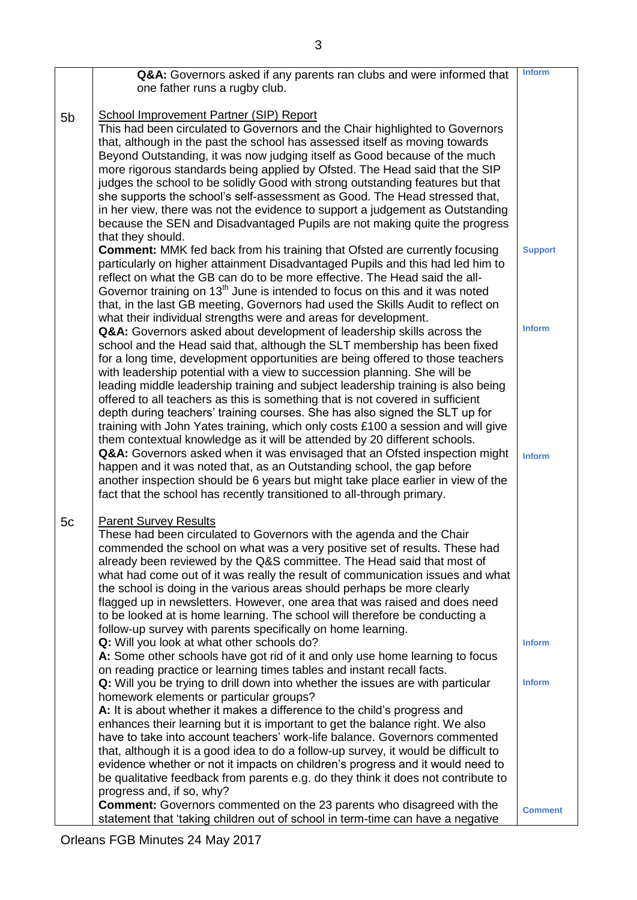| | | |
|---|---|---|
| | **Q&A:** Governors asked if any parents ran clubs and were informed that one father runs a rugby club. | Inform |
| 5b | School Improvement Partner (SIP) Report<br>This had been circulated to Governors and the Chair highlighted to Governors that, although in the past the school has assessed itself as moving towards Beyond Outstanding, it was now judging itself as Good because of the much more rigorous standards being applied by Ofsted. The Head said that the SIP judges the school to be solidly Good with strong outstanding features but that she supports the school's self-assessment as Good. The Head stressed that, in her view, there was not the evidence to support a judgement as Outstanding because the SEN and Disadvantaged Pupils are not making quite the progress that they should. | |
| | **Comment:** MMK fed back from his training that Ofsted are currently focusing particularly on higher attainment Disadvantaged Pupils and this had led him to reflect on what the GB can do to be more effective. The Head said the all-Governor training on 13th June is intended to focus on this and it was noted that, in the last GB meeting, Governors had used the Skills Audit to reflect on what their individual strengths were and areas for development. | Support |
| | **Q&A:** Governors asked about development of leadership skills across the school and the Head said that, although the SLT membership has been fixed for a long time, development opportunities are being offered to those teachers with leadership potential with a view to succession planning. She will be leading middle leadership training and subject leadership training is also being offered to all teachers as this is something that is not covered in sufficient depth during teachers' training courses. She has also signed the SLT up for training with John Yates training, which only costs £100 a session and will give them contextual knowledge as it will be attended by 20 different schools. | Inform |
| | **Q&A:** Governors asked when it was envisaged that an Ofsted inspection might happen and it was noted that, as an Outstanding school, the gap before another inspection should be 6 years but might take place earlier in view of the fact that the school has recently transitioned to all-through primary. | Inform |
| 5c | Parent Survey Results<br>These had been circulated to Governors with the agenda and the Chair commended the school on what was a very positive set of results. These had already been reviewed by the Q&S committee. The Head said that most of what had come out of it was really the result of communication issues and what the school is doing in the various areas should perhaps be more clearly flagged up in newsletters. However, one area that was raised and does need to be looked at is home learning. The school will therefore be conducting a follow-up survey with parents specifically on home learning. | |
| | **Q:** Will you look at what other schools do?<br>**A:** Some other schools have got rid of it and only use home learning to focus on reading practice or learning times tables and instant recall facts. | Inform |
| | **Q:** Will you be trying to drill down into whether the issues are with particular homework elements or particular groups?<br>**A:** It is about whether it makes a difference to the child's progress and enhances their learning but it is important to get the balance right. We also have to take into account teachers' work-life balance. Governors commented that, although it is a good idea to do a follow-up survey, it would be difficult to evidence whether or not it impacts on children's progress and it would need to be qualitative feedback from parents e.g. do they think it does not contribute to progress and, if so, why? | Inform |
| | **Comment:** Governors commented on the 23 parents who disagreed with the statement that 'taking children out of school in term-time can have a negative | Comment |

Orleans FGB Minutes 24 May 2017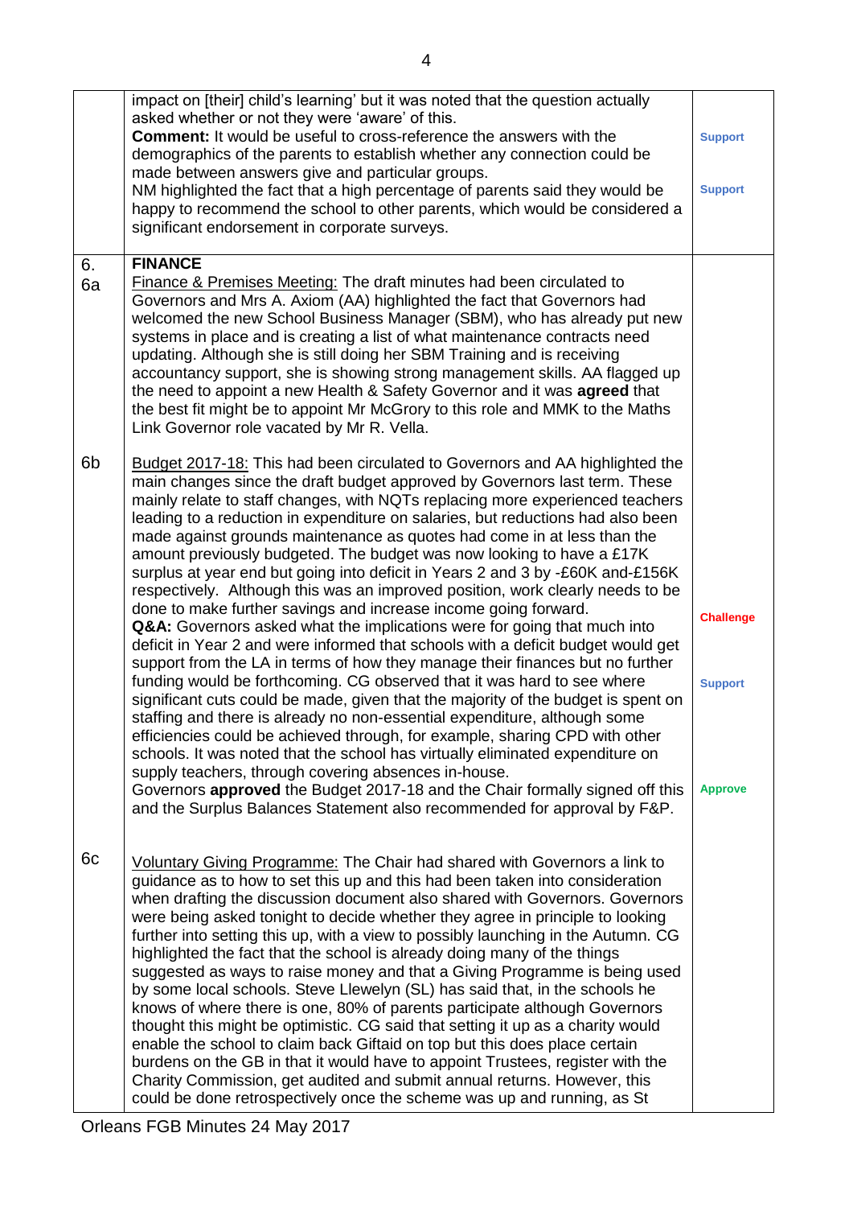| | | |
|---|---|---|
| | impact on [their] child's learning' but it was noted that the question actually asked whether or not they were 'aware' of this.<br>**Comment:** It would be useful to cross-reference the answers with the demographics of the parents to establish whether any connection could be made between answers give and particular groups.<br>NM highlighted the fact that a high percentage of parents said they would be happy to recommend the school to other parents, which would be considered a significant endorsement in corporate surveys. | **Support**<br><br>**Support** |
| 6.<br>6a | **FINANCE**<br>Finance & Premises Meeting: The draft minutes had been circulated to Governors and Mrs A. Axiom (AA) highlighted the fact that Governors had welcomed the new School Business Manager (SBM), who has already put new systems in place and is creating a list of what maintenance contracts need updating. Although she is still doing her SBM Training and is receiving accountancy support, she is showing strong management skills. AA flagged up the need to appoint a new Health & Safety Governor and it was **agreed** that the best fit might be to appoint Mr McGrory to this role and MMK to the Maths Link Governor role vacated by Mr R. Vella. | |
| 6b | Budget 2017-18: This had been circulated to Governors and AA highlighted the main changes since the draft budget approved by Governors last term. These mainly relate to staff changes, with NQTs replacing more experienced teachers leading to a reduction in expenditure on salaries, but reductions had also been made against grounds maintenance as quotes had come in at less than the amount previously budgeted. The budget was now looking to have a £17K surplus at year end but going into deficit in Years 2 and 3 by -£60K and-£156K respectively. Although this was an improved position, work clearly needs to be done to make further savings and increase income going forward.<br>**Q&A:** Governors asked what the implications were for going that much into deficit in Year 2 and were informed that schools with a deficit budget would get support from the LA in terms of how they manage their finances but no further funding would be forthcoming. CG observed that it was hard to see where significant cuts could be made, given that the majority of the budget is spent on staffing and there is already no non-essential expenditure, although some efficiencies could be achieved through, for example, sharing CPD with other schools. It was noted that the school has virtually eliminated expenditure on supply teachers, through covering absences in-house.<br>Governors **approved** the Budget 2017-18 and the Chair formally signed off this and the Surplus Balances Statement also recommended for approval by F&P. | **Challenge**<br><br>**Support**<br><br>**Approve** |
| 6c | Voluntary Giving Programme: The Chair had shared with Governors a link to guidance as to how to set this up and this had been taken into consideration when drafting the discussion document also shared with Governors. Governors were being asked tonight to decide whether they agree in principle to looking further into setting this up, with a view to possibly launching in the Autumn. CG highlighted the fact that the school is already doing many of the things suggested as ways to raise money and that a Giving Programme is being used by some local schools. Steve Llewelyn (SL) has said that, in the schools he knows of where there is one, 80% of parents participate although Governors thought this might be optimistic. CG said that setting it up as a charity would enable the school to claim back Giftaid on top but this does place certain burdens on the GB in that it would have to appoint Trustees, register with the Charity Commission, get audited and submit annual returns. However, this could be done retrospectively once the scheme was up and running, as St | |

Orleans FGB Minutes 24 May 2017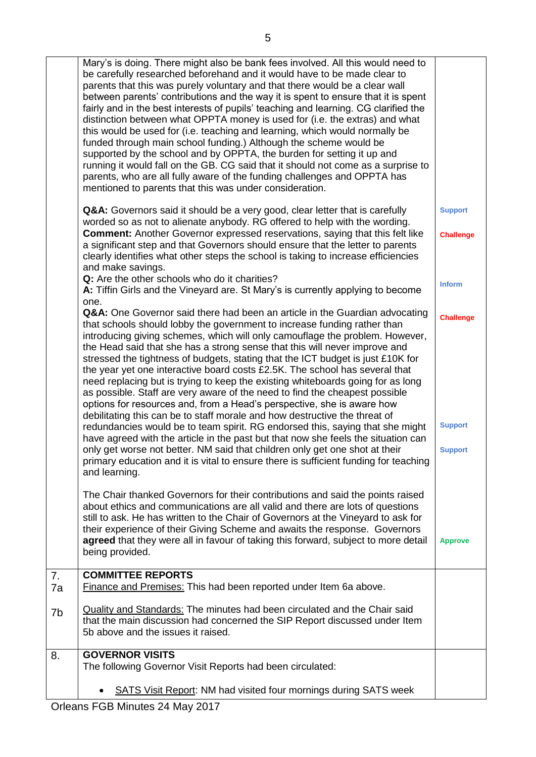| | | |
|---|---|---|
| | Mary's is doing. There might also be bank fees involved. All this would need to be carefully researched beforehand and it would have to be made clear to parents that this was purely voluntary and that there would be a clear wall between parents' contributions and the way it is spent to ensure that it is spent fairly and in the best interests of pupils' teaching and learning. CG clarified the distinction between what OPPTA money is used for (i.e. the extras) and what this would be used for (i.e. teaching and learning, which would normally be funded through main school funding.) Although the scheme would be supported by the school and by OPPTA, the burden for setting it up and running it would fall on the GB. CG said that it should not come as a surprise to parents, who are all fully aware of the funding challenges and OPPTA has mentioned to parents that this was under consideration. | |
| | **Q&A:** Governors said it should be a very good, clear letter that is carefully worded so as not to alienate anybody. RG offered to help with the wording. | Support |
| | **Comment:** Another Governor expressed reservations, saying that this felt like a significant step and that Governors should ensure that the letter to parents clearly identifies what other steps the school is taking to increase efficiencies and make savings. | Challenge |
| | **Q:** Are the other schools who do it charities?<br>**A:** Tiffin Girls and the Vineyard are. St Mary's is currently applying to become one. | Inform |
| | **Q&A:** One Governor said there had been an article in the Guardian advocating that schools should lobby the government to increase funding rather than introducing giving schemes, which will only camouflage the problem. However, the Head said that she has a strong sense that this will never improve and stressed the tightness of budgets, stating that the ICT budget is just £10K for the year yet one interactive board costs £2.5K. The school has several that need replacing but is trying to keep the existing whiteboards going for as long as possible. Staff are very aware of the need to find the cheapest possible options for resources and, from a Head's perspective, she is aware how debilitating this can be to staff morale and how destructive the threat of redundancies would be to team spirit. | Challenge |
| | RG endorsed this, saying that she might have agreed with the article in the past but that now she feels the situation can only get worse not better. | Support |
| | NM said that children only get one shot at their primary education and it is vital to ensure there is sufficient funding for teaching and learning. | Support |
| | The Chair thanked Governors for their contributions and said the points raised about ethics and communications are all valid and there are lots of questions still to ask. He has written to the Chair of Governors at the Vineyard to ask for their experience of their Giving Scheme and awaits the response. Governors **agreed** that they were all in favour of taking this forward, subject to more detail being provided. | Approve |
| 7.<br>7a | **COMMITTEE REPORTS**<br>Finance and Premises: This had been reported under Item 6a above. | |
| 7b | Quality and Standards: The minutes had been circulated and the Chair said that the main discussion had concerned the SIP Report discussed under Item 5b above and the issues it raised. | |
| 8. | **GOVERNOR VISITS**<br>The following Governor Visit Reports had been circulated:<br><br>• SATS Visit Report: NM had visited four mornings during SATS week | |

Orleans FGB Minutes 24 May 2017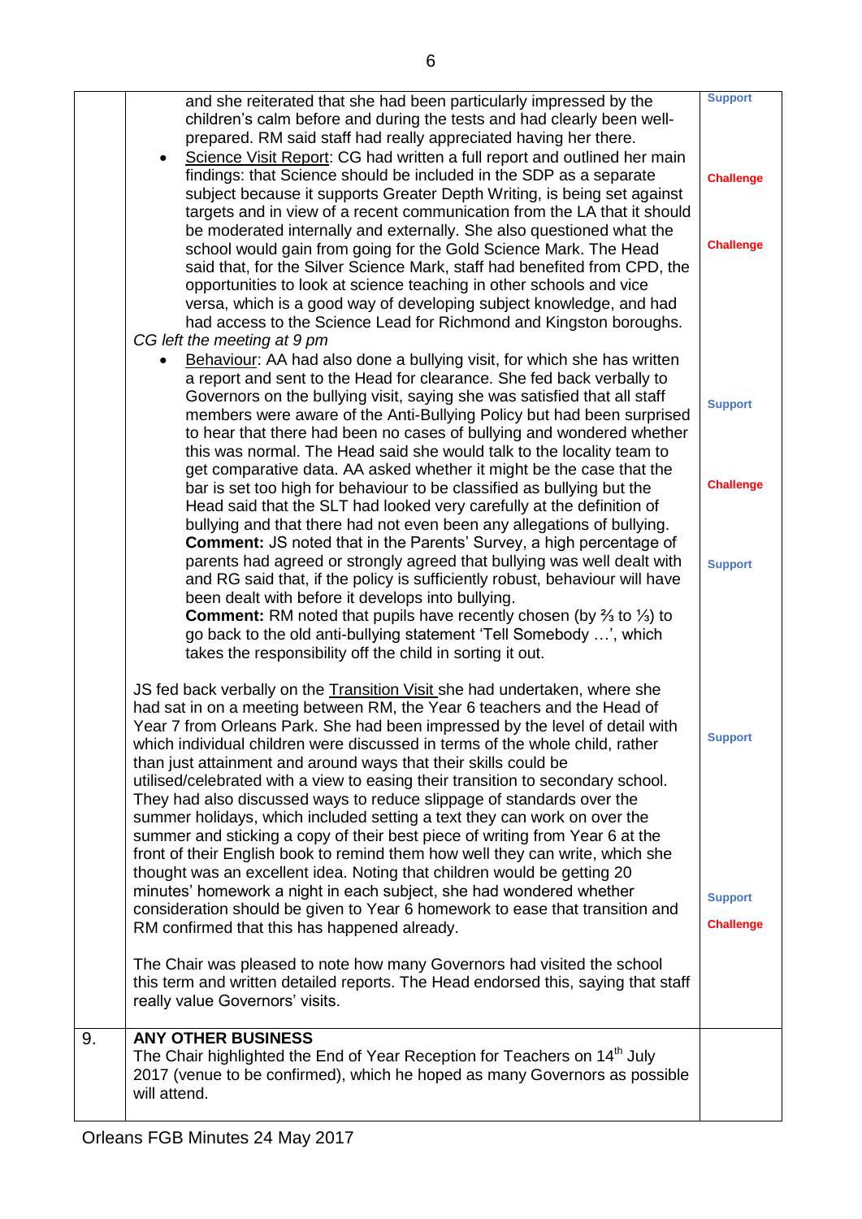| | | |
|---|---|---|
| | and she reiterated that she had been particularly impressed by the children's calm before and during the tests and had clearly been well-prepared. RM said staff had really appreciated having her there.<br>• Science Visit Report: CG had written a full report and outlined her main findings: that Science should be included in the SDP as a separate subject because it supports Greater Depth Writing, is being set against targets and in view of a recent communication from the LA that it should be moderated internally and externally. She also questioned what the school would gain from going for the Gold Science Mark. The Head said that, for the Silver Science Mark, staff had benefited from CPD, the opportunities to look at science teaching in other schools and vice versa, which is a good way of developing subject knowledge, and had had access to the Science Lead for Richmond and Kingston boroughs.<br>*CG left the meeting at 9 pm*<br>• Behaviour: AA had also done a bullying visit, for which she has written a report and sent to the Head for clearance. She fed back verbally to Governors on the bullying visit, saying she was satisfied that all staff members were aware of the Anti-Bullying Policy but had been surprised to hear that there had been no cases of bullying and wondered whether this was normal. The Head said she would talk to the locality team to get comparative data. AA asked whether it might be the case that the bar is set too high for behaviour to be classified as bullying but the Head said that the SLT had looked very carefully at the definition of bullying and that there had not even been any allegations of bullying.<br>**Comment:** JS noted that in the Parents' Survey, a high percentage of parents had agreed or strongly agreed that bullying was well dealt with and RG said that, if the policy is sufficiently robust, behaviour will have been dealt with before it develops into bullying.<br>**Comment:** RM noted that pupils have recently chosen (by ⅔ to ⅓) to go back to the old anti-bullying statement 'Tell Somebody …', which takes the responsibility off the child in sorting it out.<br><br>JS fed back verbally on the Transition Visit she had undertaken, where she had sat in on a meeting between RM, the Year 6 teachers and the Head of Year 7 from Orleans Park. She had been impressed by the level of detail with which individual children were discussed in terms of the whole child, rather than just attainment and around ways that their skills could be utilised/celebrated with a view to easing their transition to secondary school. They had also discussed ways to reduce slippage of standards over the summer holidays, which included setting a text they can work on over the summer and sticking a copy of their best piece of writing from Year 6 at the front of their English book to remind them how well they can write, which she thought was an excellent idea. Noting that children would be getting 20 minutes' homework a night in each subject, she had wondered whether consideration should be given to Year 6 homework to ease that transition and RM confirmed that this has happened already.<br><br>The Chair was pleased to note how many Governors had visited the school this term and written detailed reports. The Head endorsed this, saying that staff really value Governors' visits. | Support<br><br>Challenge<br><br>Challenge<br><br><br>Support<br><br>Challenge<br><br>Support<br><br><br>Support<br><br><br>Support<br>Challenge |
| 9. | **ANY OTHER BUSINESS**<br>The Chair highlighted the End of Year Reception for Teachers on 14th July 2017 (venue to be confirmed), which he hoped as many Governors as possible will attend. | |

Orleans FGB Minutes 24 May 2017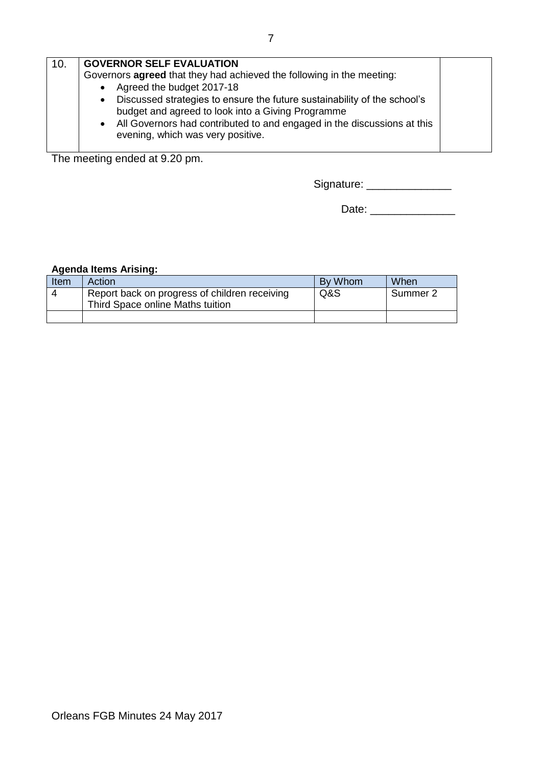| | | |
|---|---|---|
| 10. | **GOVERNOR SELF EVALUATION**<br>Governors **agreed** that they had achieved the following in the meeting:<br>• Agreed the budget 2017-18<br>• Discussed strategies to ensure the future sustainability of the school's budget and agreed to look into a Giving Programme<br>• All Governors had contributed to and engaged in the discussions at this evening, which was very positive. | |

The meeting ended at 9.20 pm.

Signature: ______________

Date: ______________

**Agenda Items Arising:**

| Item | Action | By Whom | When |
|---|---|---|---|
| 4 | Report back on progress of children receiving Third Space online Maths tuition | Q&S | Summer 2 |
| | | | |

Orleans FGB Minutes 24 May 2017